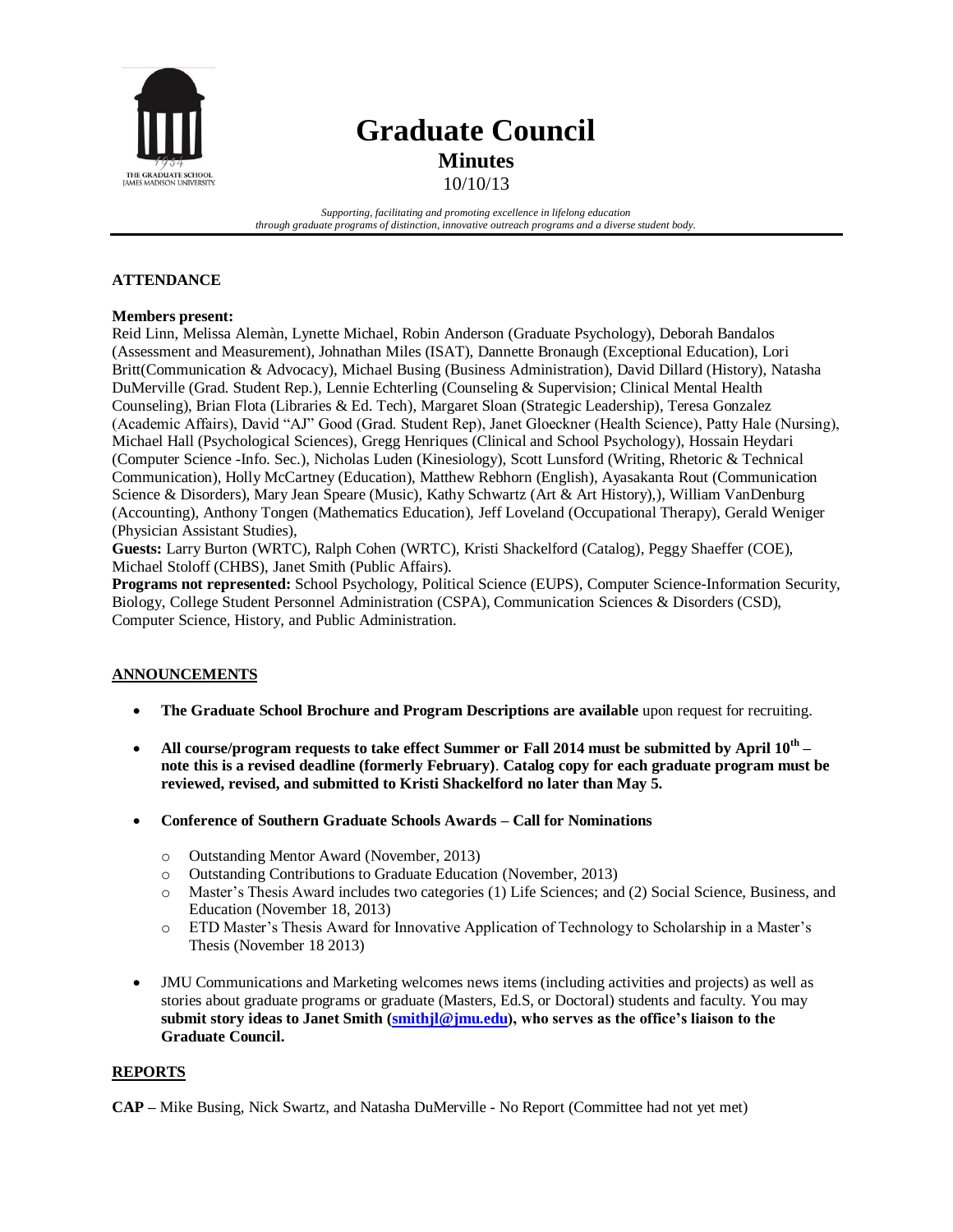# Graduate Council

## Minutes

10/10/13

*Supporting, facilitating and promoting excellence in lifelong education through graduate programs of distinction, innovative outreach programs and a diverse student body.*

---

**ATTENDANCE**

**Members present:**
Reid Linn, Melissa Alemàn, Lynette Michael, Robin Anderson (Graduate Psychology), Deborah Bandalos (Assessment and Measurement), Johnathan Miles (ISAT), Dannette Bronaugh (Exceptional Education), Lori Britt(Communication & Advocacy), Michael Busing (Business Administration), David Dillard (History), Natasha DuMerville (Grad. Student Rep.), Lennie Echterling (Counseling & Supervision; Clinical Mental Health Counseling), Brian Flota (Libraries & Ed. Tech), Margaret Sloan (Strategic Leadership), Teresa Gonzalez (Academic Affairs), David "AJ" Good (Grad. Student Rep), Janet Gloeckner (Health Science), Patty Hale (Nursing), Michael Hall (Psychological Sciences), Gregg Henriques (Clinical and School Psychology), Hossain Heydari (Computer Science -Info. Sec.), Nicholas Luden (Kinesiology), Scott Lunsford (Writing, Rhetoric & Technical Communication), Holly McCartney (Education), Matthew Rebhorn (English), Ayasakanta Rout (Communication Science & Disorders), Mary Jean Speare (Music), Kathy Schwartz (Art & Art History),), William VanDenburg (Accounting), Anthony Tongen (Mathematics Education), Jeff Loveland (Occupational Therapy), Gerald Weniger (Physician Assistant Studies),
**Guests:** Larry Burton (WRTC), Ralph Cohen (WRTC), Kristi Shackelford (Catalog), Peggy Shaeffer (COE), Michael Stoloff (CHBS), Janet Smith (Public Affairs).
**Programs not represented:** School Psychology, Political Science (EUPS), Computer Science-Information Security, Biology, College Student Personnel Administration (CSPA), Communication Sciences & Disorders (CSD), Computer Science, History, and Public Administration.

**ANNOUNCEMENTS**

- **The Graduate School Brochure and Program Descriptions are available** upon request for recruiting.
- **All course/program requests to take effect Summer or Fall 2014 must be submitted by April 10th – note this is a revised deadline (formerly February)**. **Catalog copy for each graduate program must be reviewed, revised, and submitted to Kristi Shackelford no later than May 5.**
- **Conference of Southern Graduate Schools Awards – Call for Nominations**
  - Outstanding Mentor Award (November, 2013)
  - Outstanding Contributions to Graduate Education (November, 2013)
  - Master's Thesis Award includes two categories (1) Life Sciences; and (2) Social Science, Business, and Education (November 18, 2013)
  - ETD Master's Thesis Award for Innovative Application of Technology to Scholarship in a Master's Thesis (November 18 2013)
- JMU Communications and Marketing welcomes news items (including activities and projects) as well as stories about graduate programs or graduate (Masters, Ed.S, or Doctoral) students and faculty. You may **submit story ideas to Janet Smith (smithjl@jmu.edu), who serves as the office's liaison to the Graduate Council.**

**REPORTS**

**CAP –** Mike Busing, Nick Swartz, and Natasha DuMerville - No Report (Committee had not yet met)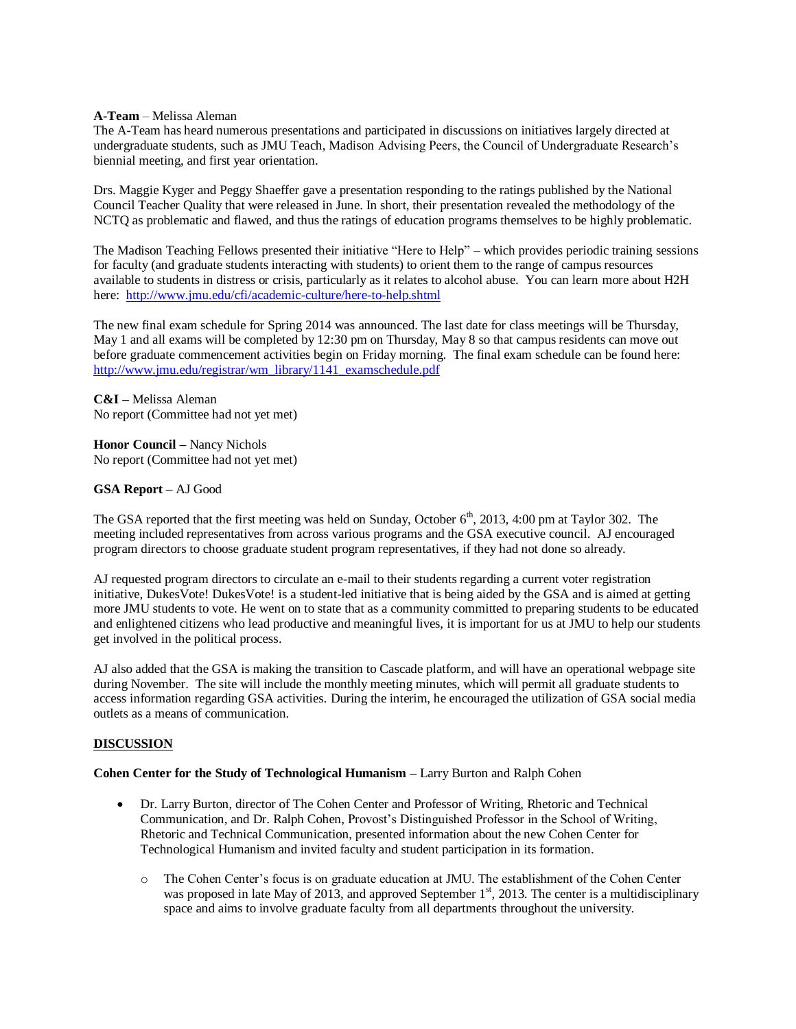**A-Team** – Melissa Aleman
The A-Team has heard numerous presentations and participated in discussions on initiatives largely directed at undergraduate students, such as JMU Teach, Madison Advising Peers, the Council of Undergraduate Research's biennial meeting, and first year orientation.

Drs. Maggie Kyger and Peggy Shaeffer gave a presentation responding to the ratings published by the National Council Teacher Quality that were released in June. In short, their presentation revealed the methodology of the NCTQ as problematic and flawed, and thus the ratings of education programs themselves to be highly problematic.

The Madison Teaching Fellows presented their initiative "Here to Help" – which provides periodic training sessions for faculty (and graduate students interacting with students) to orient them to the range of campus resources available to students in distress or crisis, particularly as it relates to alcohol abuse. You can learn more about H2H here: http://www.jmu.edu/cfi/academic-culture/here-to-help.shtml

The new final exam schedule for Spring 2014 was announced. The last date for class meetings will be Thursday, May 1 and all exams will be completed by 12:30 pm on Thursday, May 8 so that campus residents can move out before graduate commencement activities begin on Friday morning. The final exam schedule can be found here: http://www.jmu.edu/registrar/wm_library/1141_examschedule.pdf

**C&I –** Melissa Aleman
No report (Committee had not yet met)

**Honor Council –** Nancy Nichols
No report (Committee had not yet met)

**GSA Report –** AJ Good

The GSA reported that the first meeting was held on Sunday, October 6th, 2013, 4:00 pm at Taylor 302. The meeting included representatives from across various programs and the GSA executive council. AJ encouraged program directors to choose graduate student program representatives, if they had not done so already.

AJ requested program directors to circulate an e-mail to their students regarding a current voter registration initiative, DukesVote! DukesVote! is a student-led initiative that is being aided by the GSA and is aimed at getting more JMU students to vote. He went on to state that as a community committed to preparing students to be educated and enlightened citizens who lead productive and meaningful lives, it is important for us at JMU to help our students get involved in the political process.

AJ also added that the GSA is making the transition to Cascade platform, and will have an operational webpage site during November. The site will include the monthly meeting minutes, which will permit all graduate students to access information regarding GSA activities. During the interim, he encouraged the utilization of GSA social media outlets as a means of communication.

**DISCUSSION**

**Cohen Center for the Study of Technological Humanism –** Larry Burton and Ralph Cohen

- Dr. Larry Burton, director of The Cohen Center and Professor of Writing, Rhetoric and Technical Communication, and Dr. Ralph Cohen, Provost's Distinguished Professor in the School of Writing, Rhetoric and Technical Communication, presented information about the new Cohen Center for Technological Humanism and invited faculty and student participation in its formation.
  - The Cohen Center's focus is on graduate education at JMU. The establishment of the Cohen Center was proposed in late May of 2013, and approved September 1st, 2013. The center is a multidisciplinary space and aims to involve graduate faculty from all departments throughout the university.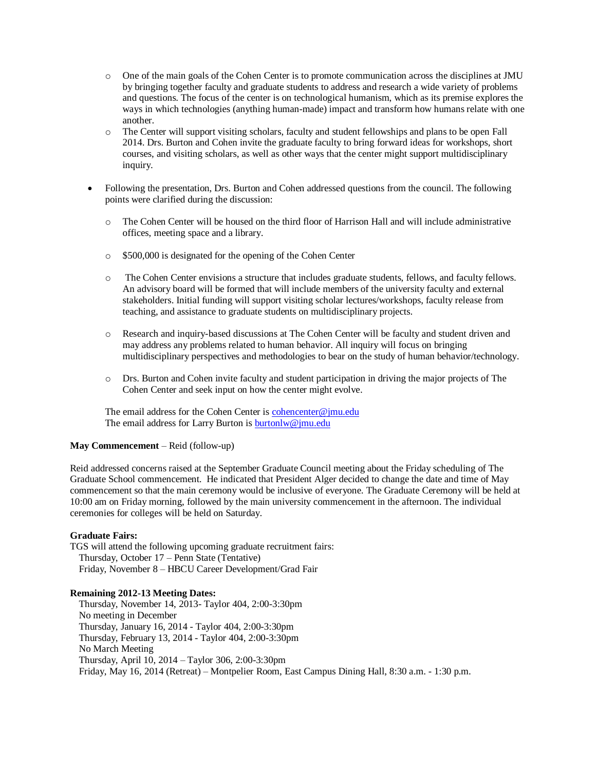- One of the main goals of the Cohen Center is to promote communication across the disciplines at JMU by bringing together faculty and graduate students to address and research a wide variety of problems and questions. The focus of the center is on technological humanism, which as its premise explores the ways in which technologies (anything human-made) impact and transform how humans relate with one another.
  - The Center will support visiting scholars, faculty and student fellowships and plans to be open Fall 2014. Drs. Burton and Cohen invite the graduate faculty to bring forward ideas for workshops, short courses, and visiting scholars, as well as other ways that the center might support multidisciplinary inquiry.

- Following the presentation, Drs. Burton and Cohen addressed questions from the council. The following points were clarified during the discussion:

  - The Cohen Center will be housed on the third floor of Harrison Hall and will include administrative offices, meeting space and a library.

  - $500,000 is designated for the opening of the Cohen Center

  - The Cohen Center envisions a structure that includes graduate students, fellows, and faculty fellows. An advisory board will be formed that will include members of the university faculty and external stakeholders. Initial funding will support visiting scholar lectures/workshops, faculty release from teaching, and assistance to graduate students on multidisciplinary projects.

  - Research and inquiry-based discussions at The Cohen Center will be faculty and student driven and may address any problems related to human behavior. All inquiry will focus on bringing multidisciplinary perspectives and methodologies to bear on the study of human behavior/technology.

  - Drs. Burton and Cohen invite faculty and student participation in driving the major projects of The Cohen Center and seek input on how the center might evolve.

  The email address for the Cohen Center is cohencenter@jmu.edu
  The email address for Larry Burton is burtonlw@jmu.edu

**May Commencement** – Reid (follow-up)

Reid addressed concerns raised at the September Graduate Council meeting about the Friday scheduling of The Graduate School commencement. He indicated that President Alger decided to change the date and time of May commencement so that the main ceremony would be inclusive of everyone. The Graduate Ceremony will be held at 10:00 am on Friday morning, followed by the main university commencement in the afternoon. The individual ceremonies for colleges will be held on Saturday.

**Graduate Fairs:**
TGS will attend the following upcoming graduate recruitment fairs:
Thursday, October 17 – Penn State (Tentative)
Friday, November 8 – HBCU Career Development/Grad Fair

**Remaining 2012-13 Meeting Dates:**
Thursday, November 14, 2013- Taylor 404, 2:00-3:30pm
No meeting in December
Thursday, January 16, 2014 - Taylor 404, 2:00-3:30pm
Thursday, February 13, 2014 - Taylor 404, 2:00-3:30pm
No March Meeting
Thursday, April 10, 2014 – Taylor 306, 2:00-3:30pm
Friday, May 16, 2014 (Retreat) – Montpelier Room, East Campus Dining Hall, 8:30 a.m. - 1:30 p.m.